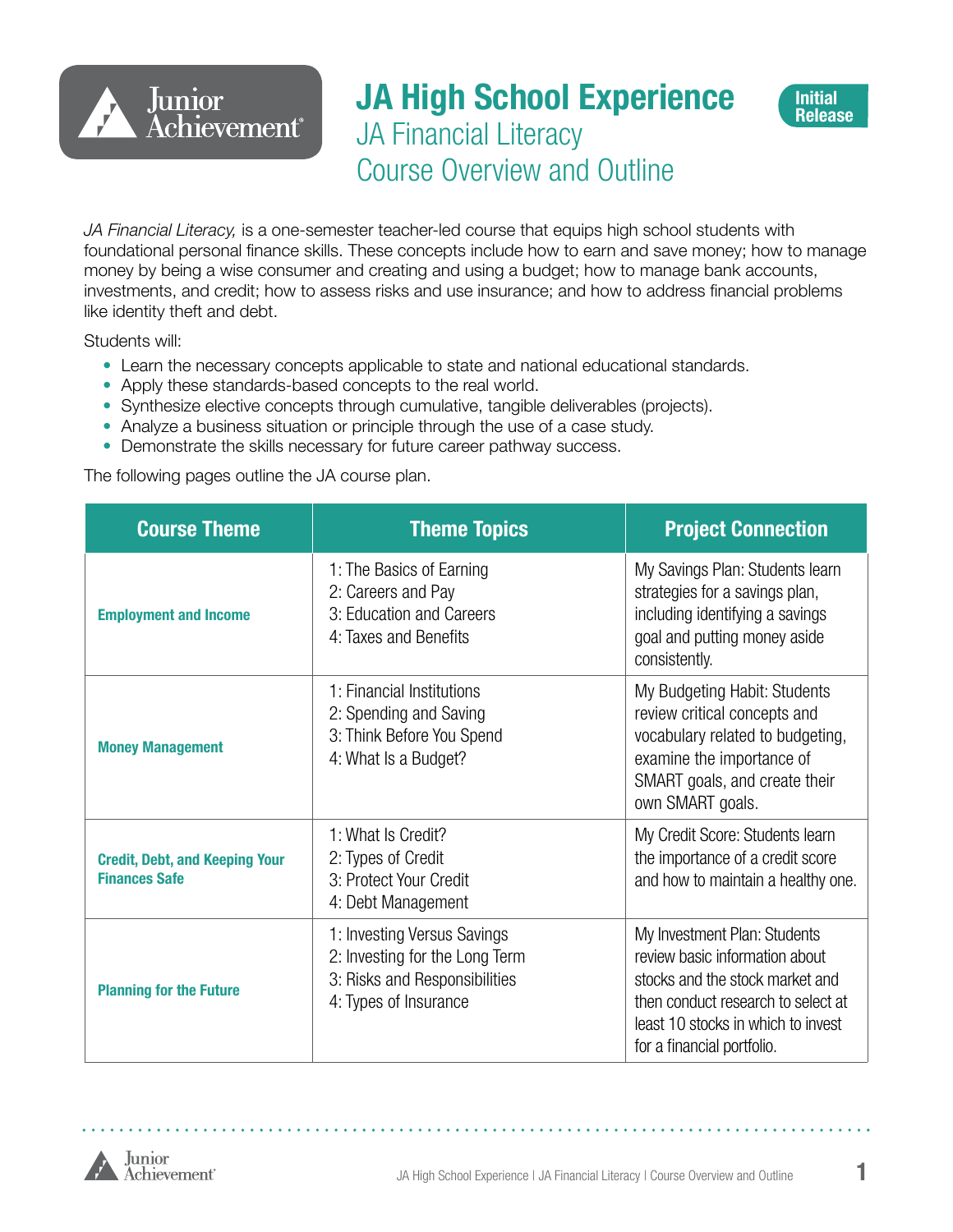# JA High School Experience

## JA Financial Literacy
## Course Overview and Outline

Initial Release

*JA Financial Literacy,* is a one-semester teacher-led course that equips high school students with foundational personal finance skills. These concepts include how to earn and save money; how to manage money by being a wise consumer and creating and using a budget; how to manage bank accounts, investments, and credit; how to assess risks and use insurance; and how to address financial problems like identity theft and debt.

Students will:

- Learn the necessary concepts applicable to state and national educational standards.
- Apply these standards-based concepts to the real world.
- Synthesize elective concepts through cumulative, tangible deliverables (projects).
- Analyze a business situation or principle through the use of a case study.
- Demonstrate the skills necessary for future career pathway success.

The following pages outline the JA course plan.

| Course Theme | Theme Topics | Project Connection |
| --- | --- | --- |
| **Employment and Income** | 1: The Basics of Earning<br>2: Careers and Pay<br>3: Education and Careers<br>4: Taxes and Benefits | My Savings Plan: Students learn strategies for a savings plan, including identifying a savings goal and putting money aside consistently. |
| **Money Management** | 1: Financial Institutions<br>2: Spending and Saving<br>3: Think Before You Spend<br>4: What Is a Budget? | My Budgeting Habit: Students review critical concepts and vocabulary related to budgeting, examine the importance of SMART goals, and create their own SMART goals. |
| **Credit, Debt, and Keeping Your Finances Safe** | 1: What Is Credit?<br>2: Types of Credit<br>3: Protect Your Credit<br>4: Debt Management | My Credit Score: Students learn the importance of a credit score and how to maintain a healthy one. |
| **Planning for the Future** | 1: Investing Versus Savings<br>2: Investing for the Long Term<br>3: Risks and Responsibilities<br>4: Types of Insurance | My Investment Plan: Students review basic information about stocks and the stock market and then conduct research to select at least 10 stocks in which to invest for a financial portfolio. |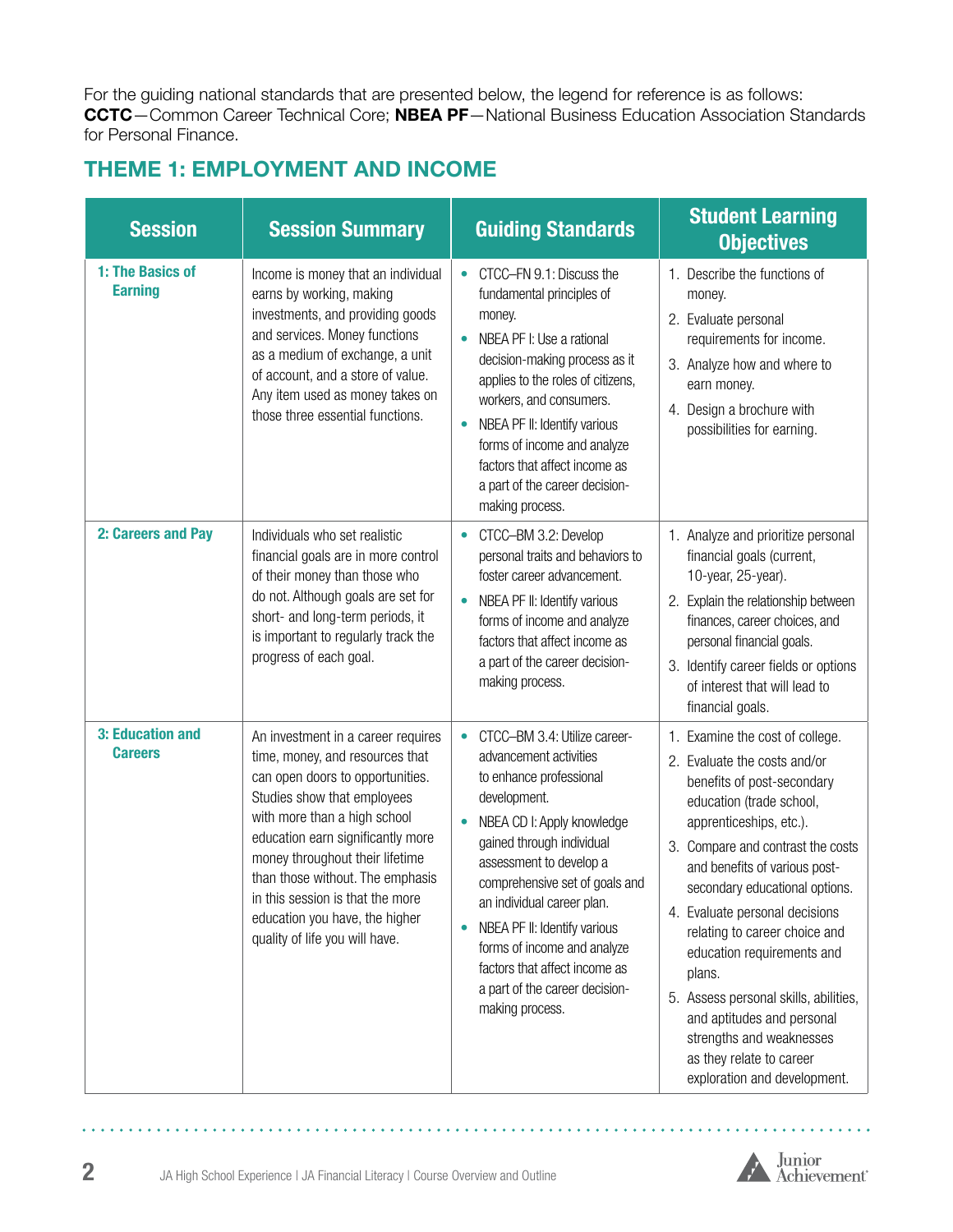For the guiding national standards that are presented below, the legend for reference is as follows: **CCTC**—Common Career Technical Core; **NBEA PF**—National Business Education Association Standards for Personal Finance.

## THEME 1: EMPLOYMENT AND INCOME

| Session | Session Summary | Guiding Standards | Student Learning Objectives |
|---|---|---|---|
| **1: The Basics of Earning** | Income is money that an individual earns by working, making investments, and providing goods and services. Money functions as a medium of exchange, a unit of account, and a store of value. Any item used as money takes on those three essential functions. | • CTCC–FN 9.1: Discuss the fundamental principles of money.<br>• NBEA PF I: Use a rational decision-making process as it applies to the roles of citizens, workers, and consumers.<br>• NBEA PF II: Identify various forms of income and analyze factors that affect income as a part of the career decision-making process. | 1. Describe the functions of money.<br>2. Evaluate personal requirements for income.<br>3. Analyze how and where to earn money.<br>4. Design a brochure with possibilities for earning. |
| **2: Careers and Pay** | Individuals who set realistic financial goals are in more control of their money than those who do not. Although goals are set for short- and long-term periods, it is important to regularly track the progress of each goal. | • CTCC–BM 3.2: Develop personal traits and behaviors to foster career advancement.<br>• NBEA PF II: Identify various forms of income and analyze factors that affect income as a part of the career decision-making process. | 1. Analyze and prioritize personal financial goals (current, 10-year, 25-year).<br>2. Explain the relationship between finances, career choices, and personal financial goals.<br>3. Identify career fields or options of interest that will lead to financial goals. |
| **3: Education and Careers** | An investment in a career requires time, money, and resources that can open doors to opportunities. Studies show that employees with more than a high school education earn significantly more money throughout their lifetime than those without. The emphasis in this session is that the more education you have, the higher quality of life you will have. | • CTCC–BM 3.4: Utilize career-advancement activities to enhance professional development.<br>• NBEA CD I: Apply knowledge gained through individual assessment to develop a comprehensive set of goals and an individual career plan.<br>• NBEA PF II: Identify various forms of income and analyze factors that affect income as a part of the career decision-making process. | 1. Examine the cost of college.<br>2. Evaluate the costs and/or benefits of post-secondary education (trade school, apprenticeships, etc.).<br>3. Compare and contrast the costs and benefits of various post-secondary educational options.<br>4. Evaluate personal decisions relating to career choice and education requirements and plans.<br>5. Assess personal skills, abilities, and aptitudes and personal strengths and weaknesses as they relate to career exploration and development. |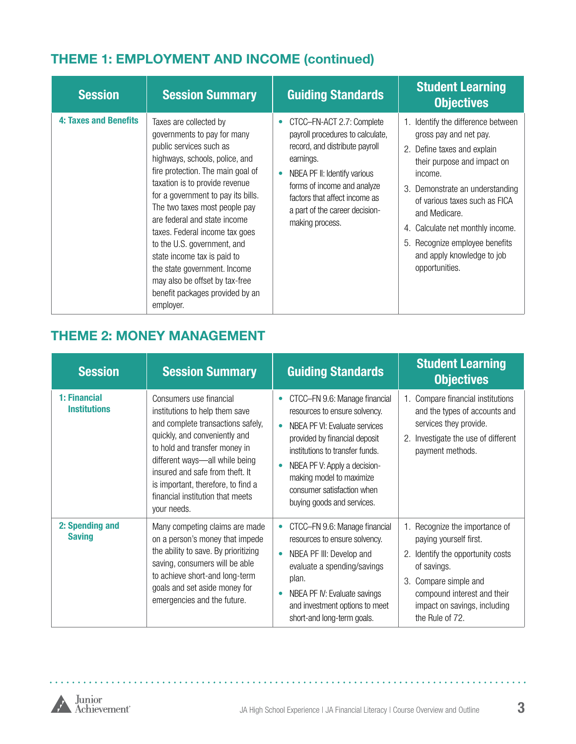## THEME 1: EMPLOYMENT AND INCOME (continued)

| Session | Session Summary | Guiding Standards | Student Learning Objectives |
| --- | --- | --- | --- |
| **4: Taxes and Benefits** | Taxes are collected by governments to pay for many public services such as highways, schools, police, and fire protection. The main goal of taxation is to provide revenue for a government to pay its bills. The two taxes most people pay are federal and state income taxes. Federal income tax goes to the U.S. government, and state income tax is paid to the state government. Income may also be offset by tax-free benefit packages provided by an employer. | • CTCC–FN-ACT 2.7: Complete payroll procedures to calculate, record, and distribute payroll earnings.<br>• NBEA PF II: Identify various forms of income and analyze factors that affect income as a part of the career decision-making process. | 1. Identify the difference between gross pay and net pay.<br>2. Define taxes and explain their purpose and impact on income.<br>3. Demonstrate an understanding of various taxes such as FICA and Medicare.<br>4. Calculate net monthly income.<br>5. Recognize employee benefits and apply knowledge to job opportunities. |

## THEME 2: MONEY MANAGEMENT

| Session | Session Summary | Guiding Standards | Student Learning Objectives |
| --- | --- | --- | --- |
| **1: Financial Institutions** | Consumers use financial institutions to help them save and complete transactions safely, quickly, and conveniently and to hold and transfer money in different ways—all while being insured and safe from theft. It is important, therefore, to find a financial institution that meets your needs. | • CTCC–FN 9.6: Manage financial resources to ensure solvency.<br>• NBEA PF VI: Evaluate services provided by financial deposit institutions to transfer funds.<br>• NBEA PF V: Apply a decision-making model to maximize consumer satisfaction when buying goods and services. | 1. Compare financial institutions and the types of accounts and services they provide.<br>2. Investigate the use of different payment methods. |
| **2: Spending and Saving** | Many competing claims are made on a person's money that impede the ability to save. By prioritizing saving, consumers will be able to achieve short-and long-term goals and set aside money for emergencies and the future. | • CTCC–FN 9.6: Manage financial resources to ensure solvency.<br>• NBEA PF III: Develop and evaluate a spending/savings plan.<br>• NBEA PF IV: Evaluate savings and investment options to meet short-and long-term goals. | 1. Recognize the importance of paying yourself first.<br>2. Identify the opportunity costs of savings.<br>3. Compare simple and compound interest and their impact on savings, including the Rule of 72. |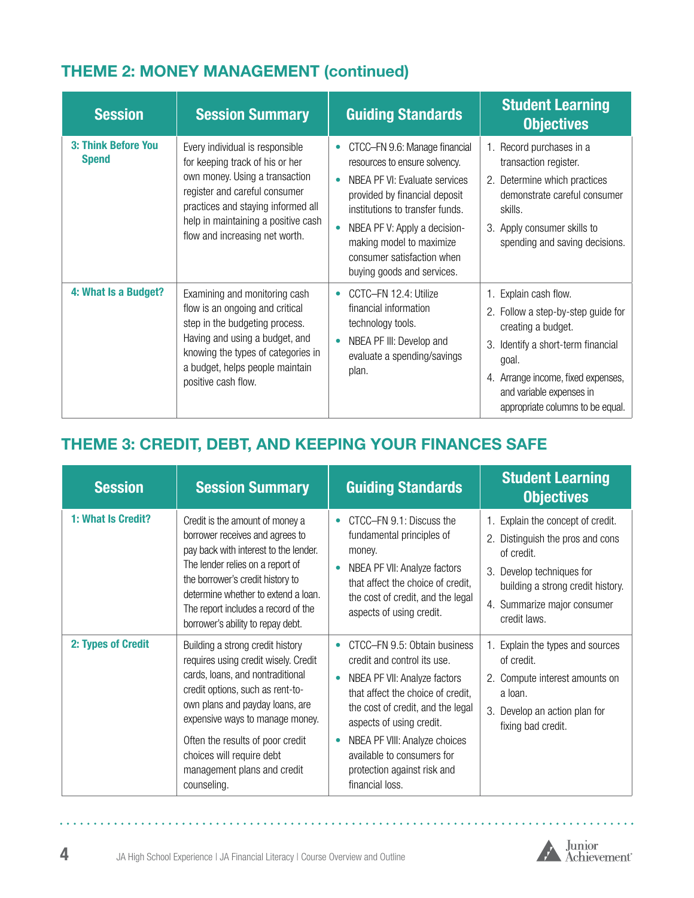## THEME 2: MONEY MANAGEMENT (continued)

| Session | Session Summary | Guiding Standards | Student Learning Objectives |
|---|---|---|---|
| **3: Think Before You Spend** | Every individual is responsible for keeping track of his or her own money. Using a transaction register and careful consumer practices and staying informed all help in maintaining a positive cash flow and increasing net worth. | • CTCC–FN 9.6: Manage financial resources to ensure solvency.<br>• NBEA PF VI: Evaluate services provided by financial deposit institutions to transfer funds.<br>• NBEA PF V: Apply a decision-making model to maximize consumer satisfaction when buying goods and services. | 1. Record purchases in a transaction register.<br>2. Determine which practices demonstrate careful consumer skills.<br>3. Apply consumer skills to spending and saving decisions. |
| **4: What Is a Budget?** | Examining and monitoring cash flow is an ongoing and critical step in the budgeting process. Having and using a budget, and knowing the types of categories in a budget, helps people maintain positive cash flow. | • CCTC–FN 12.4: Utilize financial information technology tools.<br>• NBEA PF III: Develop and evaluate a spending/savings plan. | 1. Explain cash flow.<br>2. Follow a step-by-step guide for creating a budget.<br>3. Identify a short-term financial goal.<br>4. Arrange income, fixed expenses, and variable expenses in appropriate columns to be equal. |

## THEME 3: CREDIT, DEBT, AND KEEPING YOUR FINANCES SAFE

| Session | Session Summary | Guiding Standards | Student Learning Objectives |
|---|---|---|---|
| **1: What Is Credit?** | Credit is the amount of money a borrower receives and agrees to pay back with interest to the lender. The lender relies on a report of the borrower's credit history to determine whether to extend a loan. The report includes a record of the borrower's ability to repay debt. | • CTCC–FN 9.1: Discuss the fundamental principles of money.<br>• NBEA PF VII: Analyze factors that affect the choice of credit, the cost of credit, and the legal aspects of using credit. | 1. Explain the concept of credit.<br>2. Distinguish the pros and cons of credit.<br>3. Develop techniques for building a strong credit history.<br>4. Summarize major consumer credit laws. |
| **2: Types of Credit** | Building a strong credit history requires using credit wisely. Credit cards, loans, and nontraditional credit options, such as rent-to-own plans and payday loans, are expensive ways to manage money.<br><br>Often the results of poor credit choices will require debt management plans and credit counseling. | • CTCC–FN 9.5: Obtain business credit and control its use.<br>• NBEA PF VII: Analyze factors that affect the choice of credit, the cost of credit, and the legal aspects of using credit.<br>• NBEA PF VIII: Analyze choices available to consumers for protection against risk and financial loss. | 1. Explain the types and sources of credit.<br>2. Compute interest amounts on a loan.<br>3. Develop an action plan for fixing bad credit. |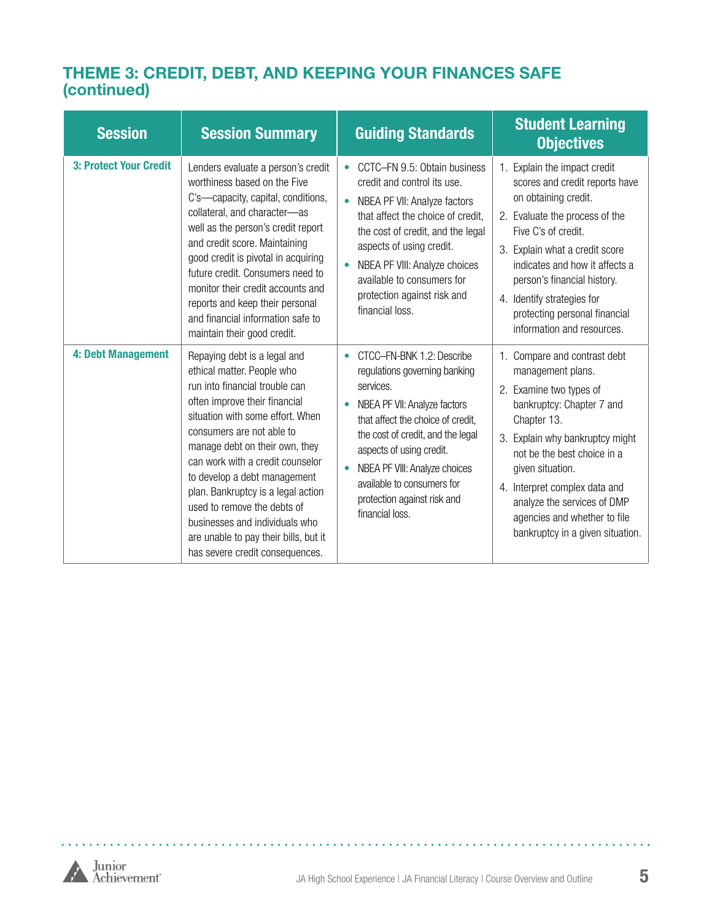## THEME 3: CREDIT, DEBT, AND KEEPING YOUR FINANCES SAFE (continued)

| Session | Session Summary | Guiding Standards | Student Learning Objectives |
|---|---|---|---|
| **3: Protect Your Credit** | Lenders evaluate a person's credit worthiness based on the Five C's—capacity, capital, conditions, collateral, and character—as well as the person's credit report and credit score. Maintaining good credit is pivotal in acquiring future credit. Consumers need to monitor their credit accounts and reports and keep their personal and financial information safe to maintain their good credit. | • CCTC–FN 9.5: Obtain business credit and control its use.<br>• NBEA PF VII: Analyze factors that affect the choice of credit, the cost of credit, and the legal aspects of using credit.<br>• NBEA PF VIII: Analyze choices available to consumers for protection against risk and financial loss. | 1. Explain the impact credit scores and credit reports have on obtaining credit.<br>2. Evaluate the process of the Five C's of credit.<br>3. Explain what a credit score indicates and how it affects a person's financial history.<br>4. Identify strategies for protecting personal financial information and resources. |
| **4: Debt Management** | Repaying debt is a legal and ethical matter. People who run into financial trouble can often improve their financial situation with some effort. When consumers are not able to manage debt on their own, they can work with a credit counselor to develop a debt management plan. Bankruptcy is a legal action used to remove the debts of businesses and individuals who are unable to pay their bills, but it has severe credit consequences. | • CTCC–FN-BNK 1.2: Describe regulations governing banking services.<br>• NBEA PF VII: Analyze factors that affect the choice of credit, the cost of credit, and the legal aspects of using credit.<br>• NBEA PF VIII: Analyze choices available to consumers for protection against risk and financial loss. | 1. Compare and contrast debt management plans.<br>2. Examine two types of bankruptcy: Chapter 7 and Chapter 13.<br>3. Explain why bankruptcy might not be the best choice in a given situation.<br>4. Interpret complex data and analyze the services of DMP agencies and whether to file bankruptcy in a given situation. |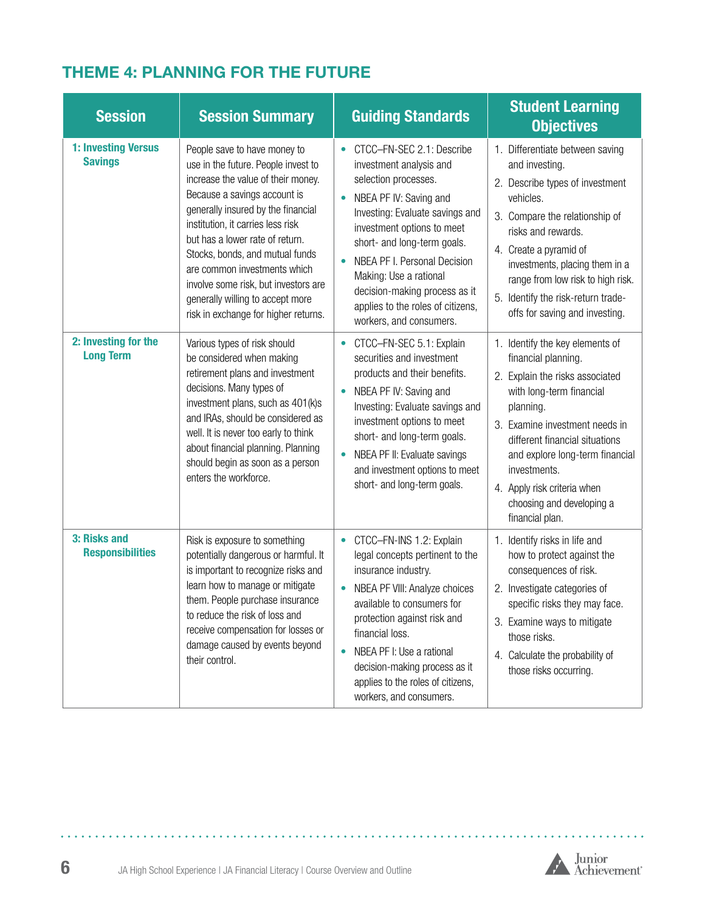## THEME 4: PLANNING FOR THE FUTURE

| Session | Session Summary | Guiding Standards | Student Learning Objectives |
| --- | --- | --- | --- |
| **1: Investing Versus Savings** | People save to have money to use in the future. People invest to increase the value of their money. Because a savings account is generally insured by the financial institution, it carries less risk but has a lower rate of return. Stocks, bonds, and mutual funds are common investments which involve some risk, but investors are generally willing to accept more risk in exchange for higher returns. | • CTCC–FN-SEC 2.1: Describe investment analysis and selection processes.<br>• NBEA PF IV: Saving and Investing: Evaluate savings and investment options to meet short- and long-term goals.<br>• NBEA PF I. Personal Decision Making: Use a rational decision-making process as it applies to the roles of citizens, workers, and consumers. | 1. Differentiate between saving and investing.<br>2. Describe types of investment vehicles.<br>3. Compare the relationship of risks and rewards.<br>4. Create a pyramid of investments, placing them in a range from low risk to high risk.<br>5. Identify the risk-return trade-offs for saving and investing. |
| **2: Investing for the Long Term** | Various types of risk should be considered when making retirement plans and investment decisions. Many types of investment plans, such as 401(k)s and IRAs, should be considered as well. It is never too early to think about financial planning. Planning should begin as soon as a person enters the workforce. | • CTCC–FN-SEC 5.1: Explain securities and investment products and their benefits.<br>• NBEA PF IV: Saving and Investing: Evaluate savings and investment options to meet short- and long-term goals.<br>• NBEA PF II: Evaluate savings and investment options to meet short- and long-term goals. | 1. Identify the key elements of financial planning.<br>2. Explain the risks associated with long-term financial planning.<br>3. Examine investment needs in different financial situations and explore long-term financial investments.<br>4. Apply risk criteria when choosing and developing a financial plan. |
| **3: Risks and Responsibilities** | Risk is exposure to something potentially dangerous or harmful. It is important to recognize risks and learn how to manage or mitigate them. People purchase insurance to reduce the risk of loss and receive compensation for losses or damage caused by events beyond their control. | • CTCC–FN-INS 1.2: Explain legal concepts pertinent to the insurance industry.<br>• NBEA PF VIII: Analyze choices available to consumers for protection against risk and financial loss.<br>• NBEA PF I: Use a rational decision-making process as it applies to the roles of citizens, workers, and consumers. | 1. Identify risks in life and how to protect against the consequences of risk.<br>2. Investigate categories of specific risks they may face.<br>3. Examine ways to mitigate those risks.<br>4. Calculate the probability of those risks occurring. |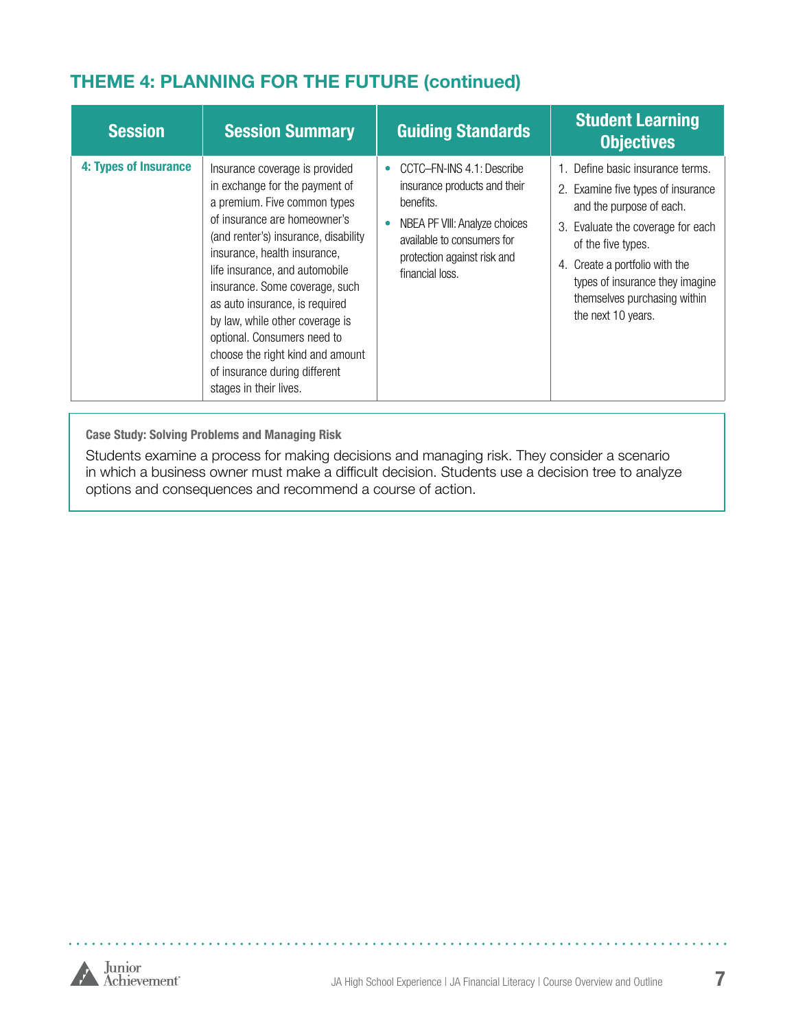## THEME 4: PLANNING FOR THE FUTURE (continued)

| Session | Session Summary | Guiding Standards | Student Learning Objectives |
|---|---|---|---|
| **4: Types of Insurance** | Insurance coverage is provided in exchange for the payment of a premium. Five common types of insurance are homeowner's (and renter's) insurance, disability insurance, health insurance, life insurance, and automobile insurance. Some coverage, such as auto insurance, is required by law, while other coverage is optional. Consumers need to choose the right kind and amount of insurance during different stages in their lives. | • CCTC–FN-INS 4.1: Describe insurance products and their benefits.<br>• NBEA PF VIII: Analyze choices available to consumers for protection against risk and financial loss. | 1. Define basic insurance terms.<br>2. Examine five types of insurance and the purpose of each.<br>3. Evaluate the coverage for each of the five types.<br>4. Create a portfolio with the types of insurance they imagine themselves purchasing within the next 10 years. |

**Case Study: Solving Problems and Managing Risk**

Students examine a process for making decisions and managing risk. They consider a scenario in which a business owner must make a difficult decision. Students use a decision tree to analyze options and consequences and recommend a course of action.